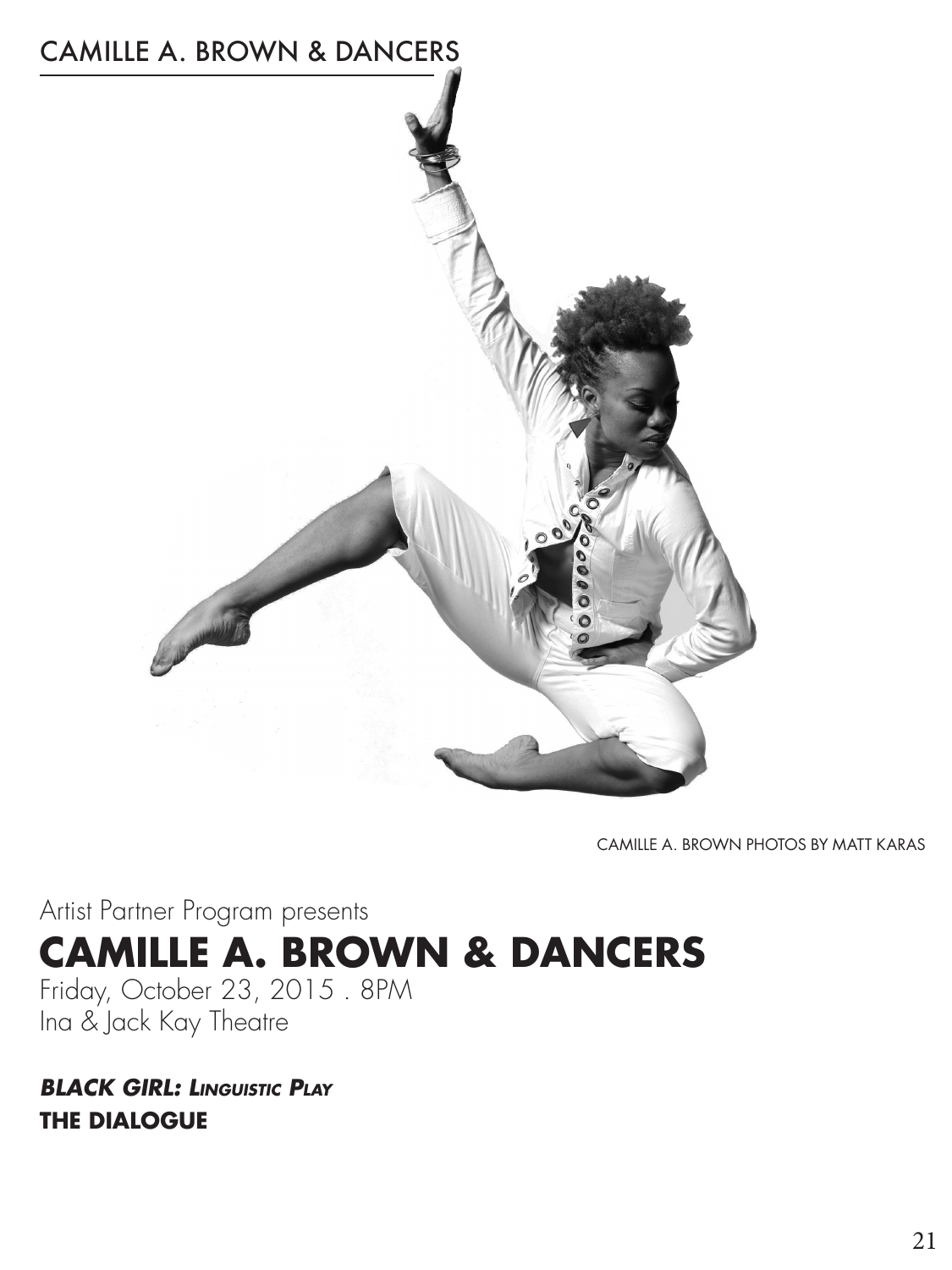# CAMILLE A. BROWN & DANCERS

CAMILLE A. BROWN PHOTOS BY MATT KARAS

Artist Partner Program presents

## CAMILLE A. BROWN & DANCERS

Friday, October 23, 2015 . 8PM
Ina & Jack Kay Theatre

***BLACK GIRL: LINGUISTIC PLAY***
**THE DIALOGUE**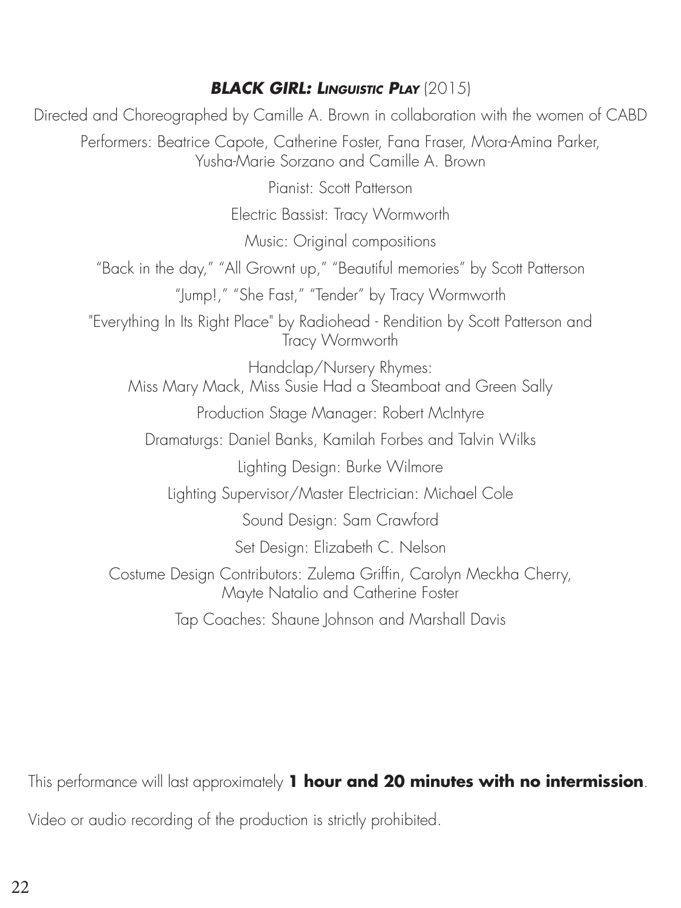## ***BLACK GIRL: LINGUISTIC PLAY*** (2015)

Directed and Choreographed by Camille A. Brown in collaboration with the women of CABD

Performers: Beatrice Capote, Catherine Foster, Fana Fraser, Mora-Amina Parker, Yusha-Marie Sorzano and Camille A. Brown

Pianist: Scott Patterson

Electric Bassist: Tracy Wormworth

Music: Original compositions

"Back in the day," "All Grownt up," "Beautiful memories" by Scott Patterson

"Jump!," "She Fast," "Tender" by Tracy Wormworth

"Everything In Its Right Place" by Radiohead - Rendition by Scott Patterson and Tracy Wormworth

Handclap/Nursery Rhymes:
Miss Mary Mack, Miss Susie Had a Steamboat and Green Sally

Production Stage Manager: Robert McIntyre

Dramaturgs: Daniel Banks, Kamilah Forbes and Talvin Wilks

Lighting Design: Burke Wilmore

Lighting Supervisor/Master Electrician: Michael Cole

Sound Design: Sam Crawford

Set Design: Elizabeth C. Nelson

Costume Design Contributors: Zulema Griffin, Carolyn Meckha Cherry, Mayte Natalio and Catherine Foster

Tap Coaches: Shaune Johnson and Marshall Davis

This performance will last approximately **1 hour and 20 minutes with no intermission**.

Video or audio recording of the production is strictly prohibited.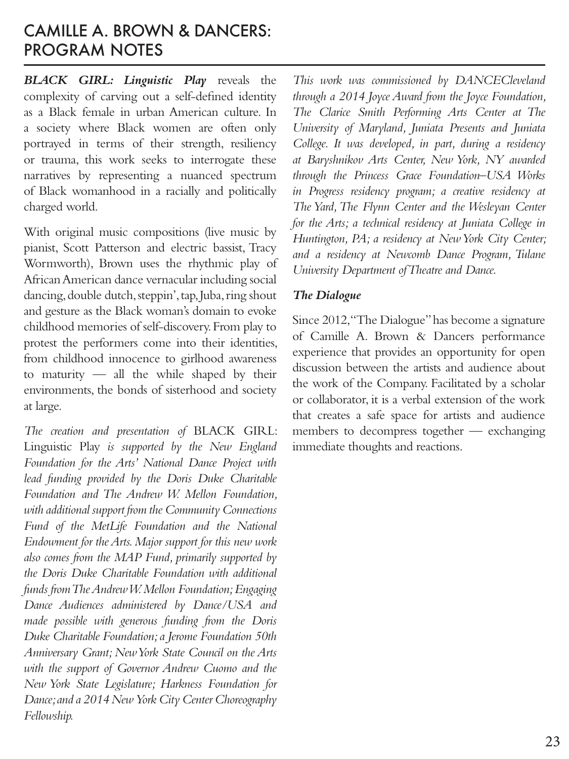# CAMILLE A. BROWN & DANCERS: PROGRAM NOTES

***BLACK GIRL: Linguistic Play*** reveals the complexity of carving out a self-defined identity as a Black female in urban American culture. In a society where Black women are often only portrayed in terms of their strength, resiliency or trauma, this work seeks to interrogate these narratives by representing a nuanced spectrum of Black womanhood in a racially and politically charged world.

With original music compositions (live music by pianist, Scott Patterson and electric bassist, Tracy Wormworth), Brown uses the rhythmic play of African American dance vernacular including social dancing, double dutch, steppin', tap, Juba, ring shout and gesture as the Black woman's domain to evoke childhood memories of self-discovery. From play to protest the performers come into their identities, from childhood innocence to girlhood awareness to maturity — all the while shaped by their environments, the bonds of sisterhood and society at large.

*The creation and presentation of* BLACK GIRL: Linguistic Play *is supported by the New England Foundation for the Arts' National Dance Project with lead funding provided by the Doris Duke Charitable Foundation and The Andrew W. Mellon Foundation, with additional support from the Community Connections Fund of the MetLife Foundation and the National Endowment for the Arts. Major support for this new work also comes from the MAP Fund, primarily supported by the Doris Duke Charitable Foundation with additional funds from The Andrew W. Mellon Foundation; Engaging Dance Audiences administered by Dance/USA and made possible with generous funding from the Doris Duke Charitable Foundation; a Jerome Foundation 50th Anniversary Grant; New York State Council on the Arts with the support of Governor Andrew Cuomo and the New York State Legislature; Harkness Foundation for Dance; and a 2014 New York City Center Choreography Fellowship.*

*This work was commissioned by DANCECleveland through a 2014 Joyce Award from the Joyce Foundation, The Clarice Smith Performing Arts Center at The University of Maryland, Juniata Presents and Juniata College. It was developed, in part, during a residency at Baryshnikov Arts Center, New York, NY awarded through the Princess Grace Foundation–USA Works in Progress residency program; a creative residency at The Yard, The Flynn Center and the Wesleyan Center for the Arts; a technical residency at Juniata College in Huntington, PA; a residency at New York City Center; and a residency at Newcomb Dance Program, Tulane University Department of Theatre and Dance.*

***The Dialogue***

Since 2012, "The Dialogue" has become a signature of Camille A. Brown & Dancers performance experience that provides an opportunity for open discussion between the artists and audience about the work of the Company. Facilitated by a scholar or collaborator, it is a verbal extension of the work that creates a safe space for artists and audience members to decompress together — exchanging immediate thoughts and reactions.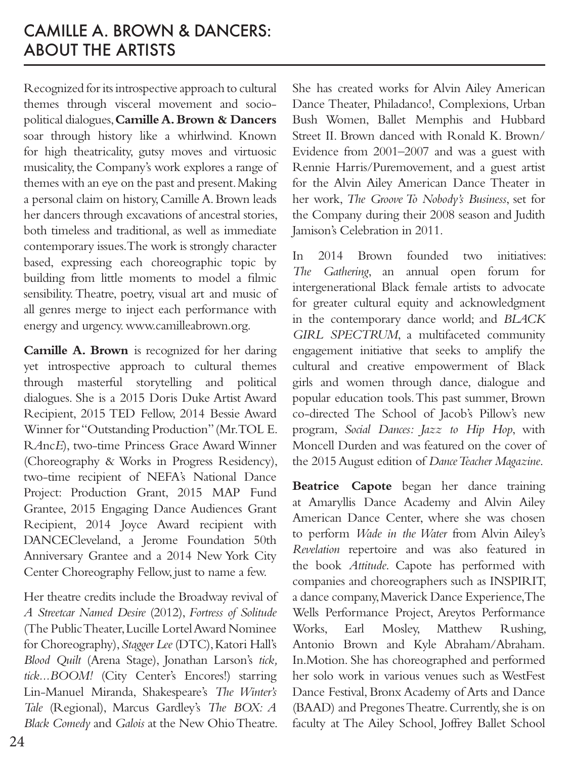# CAMILLE A. BROWN & DANCERS: ABOUT THE ARTISTS

Recognized for its introspective approach to cultural themes through visceral movement and socio-political dialogues, **Camille A. Brown & Dancers** soar through history like a whirlwind. Known for high theatricality, gutsy moves and virtuosic musicality, the Company's work explores a range of themes with an eye on the past and present. Making a personal claim on history, Camille A. Brown leads her dancers through excavations of ancestral stories, both timeless and traditional, as well as immediate contemporary issues. The work is strongly character based, expressing each choreographic topic by building from little moments to model a filmic sensibility. Theatre, poetry, visual art and music of all genres merge to inject each performance with energy and urgency. www.camilleabrown.org.

**Camille A. Brown** is recognized for her daring yet introspective approach to cultural themes through masterful storytelling and political dialogues. She is a 2015 Doris Duke Artist Award Recipient, 2015 TED Fellow, 2014 Bessie Award Winner for "Outstanding Production" (Mr. TOL E. R*A*nc*E*), two-time Princess Grace Award Winner (Choreography & Works in Progress Residency), two-time recipient of NEFA's National Dance Project: Production Grant, 2015 MAP Fund Grantee, 2015 Engaging Dance Audiences Grant Recipient, 2014 Joyce Award recipient with DANCECleveland, a Jerome Foundation 50th Anniversary Grantee and a 2014 New York City Center Choreography Fellow, just to name a few.

Her theatre credits include the Broadway revival of *A Streetcar Named Desire* (2012), *Fortress of Solitude* (The Public Theater, Lucille Lortel Award Nominee for Choreography), *Stagger Lee* (DTC), Katori Hall's *Blood Quilt* (Arena Stage), Jonathan Larson's *tick, tick...BOOM!* (City Center's Encores!) starring Lin-Manuel Miranda, Shakespeare's *The Winter's Tale* (Regional), Marcus Gardley's *The BOX: A Black Comedy* and *Galois* at the New Ohio Theatre. She has created works for Alvin Ailey American Dance Theater, Philadanco!, Complexions, Urban Bush Women, Ballet Memphis and Hubbard Street II. Brown danced with Ronald K. Brown/Evidence from 2001–2007 and was a guest with Rennie Harris/Puremovement, and a guest artist for the Alvin Ailey American Dance Theater in her work, *The Groove To Nobody's Business*, set for the Company during their 2008 season and Judith Jamison's Celebration in 2011.

In 2014 Brown founded two initiatives: *The Gathering*, an annual open forum for intergenerational Black female artists to advocate for greater cultural equity and acknowledgment in the contemporary dance world; and *BLACK GIRL SPECTRUM*, a multifaceted community engagement initiative that seeks to amplify the cultural and creative empowerment of Black girls and women through dance, dialogue and popular education tools. This past summer, Brown co-directed The School of Jacob's Pillow's new program, *Social Dances: Jazz to Hip Hop*, with Moncell Durden and was featured on the cover of the 2015 August edition of *Dance Teacher Magazine*.

**Beatrice Capote** began her dance training at Amaryllis Dance Academy and Alvin Ailey American Dance Center, where she was chosen to perform *Wade in the Water* from Alvin Ailey's *Revelation* repertoire and was also featured in the book *Attitude*. Capote has performed with companies and choreographers such as INSPIRIT, a dance company, Maverick Dance Experience, The Wells Performance Project, Areytos Performance Works, Earl Mosley, Matthew Rushing, Antonio Brown and Kyle Abraham/Abraham.In.Motion. She has choreographed and performed her solo work in various venues such as WestFest Dance Festival, Bronx Academy of Arts and Dance (BAAD) and Pregones Theatre. Currently, she is on faculty at The Ailey School, Joffrey Ballet School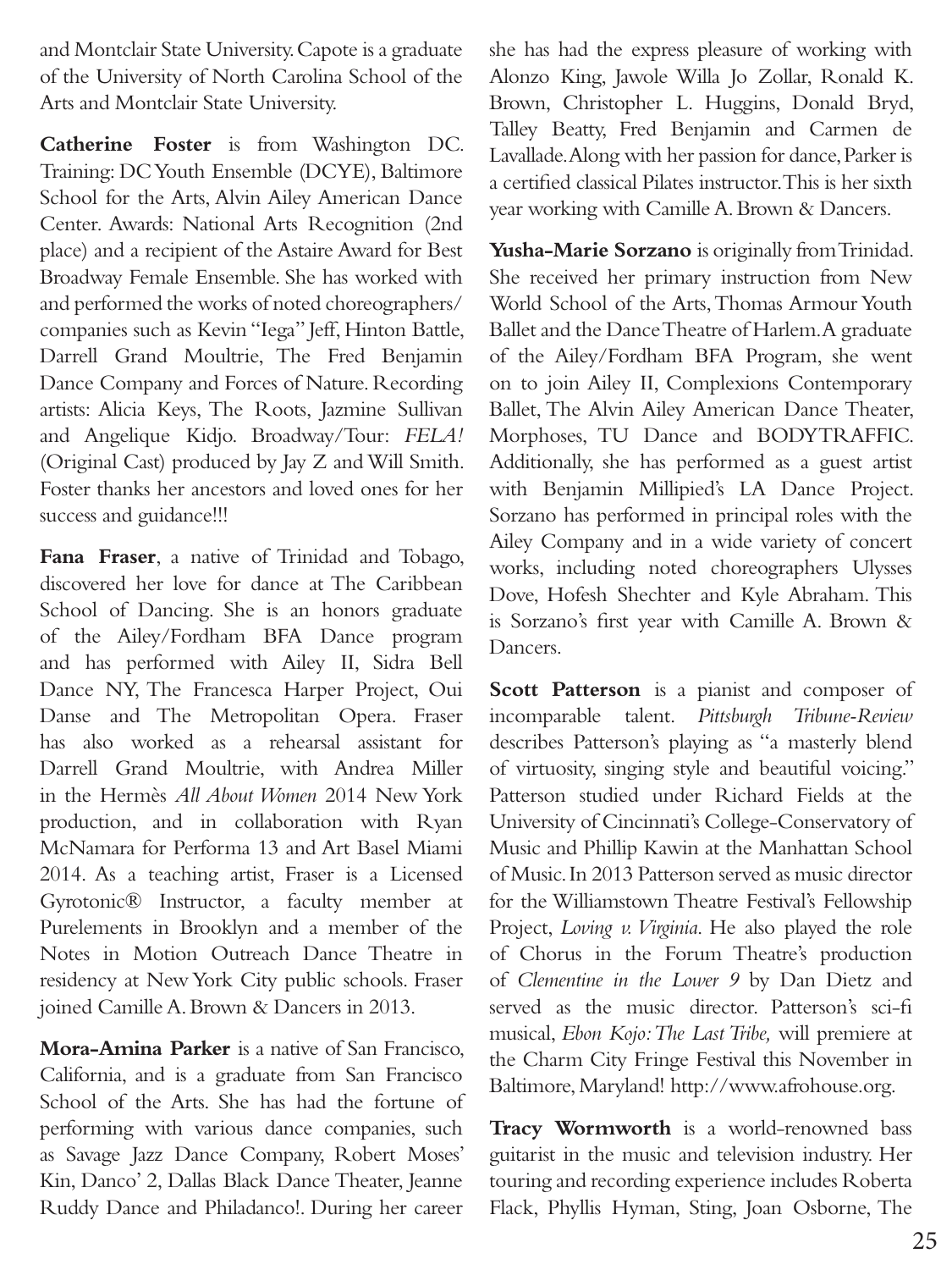and Montclair State University. Capote is a graduate of the University of North Carolina School of the Arts and Montclair State University.

**Catherine Foster** is from Washington DC. Training: DC Youth Ensemble (DCYE), Baltimore School for the Arts, Alvin Ailey American Dance Center. Awards: National Arts Recognition (2nd place) and a recipient of the Astaire Award for Best Broadway Female Ensemble. She has worked with and performed the works of noted choreographers/companies such as Kevin "Iega" Jeff, Hinton Battle, Darrell Grand Moultrie, The Fred Benjamin Dance Company and Forces of Nature. Recording artists: Alicia Keys, The Roots, Jazmine Sullivan and Angelique Kidjo. Broadway/Tour: *FELA!* (Original Cast) produced by Jay Z and Will Smith. Foster thanks her ancestors and loved ones for her success and guidance!!!

**Fana Fraser**, a native of Trinidad and Tobago, discovered her love for dance at The Caribbean School of Dancing. She is an honors graduate of the Ailey/Fordham BFA Dance program and has performed with Ailey II, Sidra Bell Dance NY, The Francesca Harper Project, Oui Danse and The Metropolitan Opera. Fraser has also worked as a rehearsal assistant for Darrell Grand Moultrie, with Andrea Miller in the Hermès *All About Women* 2014 New York production, and in collaboration with Ryan McNamara for Performa 13 and Art Basel Miami 2014. As a teaching artist, Fraser is a Licensed Gyrotonic® Instructor, a faculty member at Purelements in Brooklyn and a member of the Notes in Motion Outreach Dance Theatre in residency at New York City public schools. Fraser joined Camille A. Brown & Dancers in 2013.

**Mora-Amina Parker** is a native of San Francisco, California, and is a graduate from San Francisco School of the Arts. She has had the fortune of performing with various dance companies, such as Savage Jazz Dance Company, Robert Moses' Kin, Danco' 2, Dallas Black Dance Theater, Jeanne Ruddy Dance and Philadanco!. During her career she has had the express pleasure of working with Alonzo King, Jawole Willa Jo Zollar, Ronald K. Brown, Christopher L. Huggins, Donald Bryd, Talley Beatty, Fred Benjamin and Carmen de Lavallade. Along with her passion for dance, Parker is a certified classical Pilates instructor. This is her sixth year working with Camille A. Brown & Dancers.

**Yusha-Marie Sorzano** is originally from Trinidad. She received her primary instruction from New World School of the Arts, Thomas Armour Youth Ballet and the Dance Theatre of Harlem. A graduate of the Ailey/Fordham BFA Program, she went on to join Ailey II, Complexions Contemporary Ballet, The Alvin Ailey American Dance Theater, Morphoses, TU Dance and BODYTRAFFIC. Additionally, she has performed as a guest artist with Benjamin Millipied's LA Dance Project. Sorzano has performed in principal roles with the Ailey Company and in a wide variety of concert works, including noted choreographers Ulysses Dove, Hofesh Shechter and Kyle Abraham. This is Sorzano's first year with Camille A. Brown & Dancers.

**Scott Patterson** is a pianist and composer of incomparable talent. *Pittsburgh Tribune-Review* describes Patterson's playing as "a masterly blend of virtuosity, singing style and beautiful voicing." Patterson studied under Richard Fields at the University of Cincinnati's College-Conservatory of Music and Phillip Kawin at the Manhattan School of Music. In 2013 Patterson served as music director for the Williamstown Theatre Festival's Fellowship Project, *Loving v. Virginia*. He also played the role of Chorus in the Forum Theatre's production of *Clementine in the Lower 9* by Dan Dietz and served as the music director. Patterson's sci-fi musical, *Ebon Kojo: The Last Tribe,* will premiere at the Charm City Fringe Festival this November in Baltimore, Maryland! http://www.afrohouse.org.

**Tracy Wormworth** is a world-renowned bass guitarist in the music and television industry. Her touring and recording experience includes Roberta Flack, Phyllis Hyman, Sting, Joan Osborne, The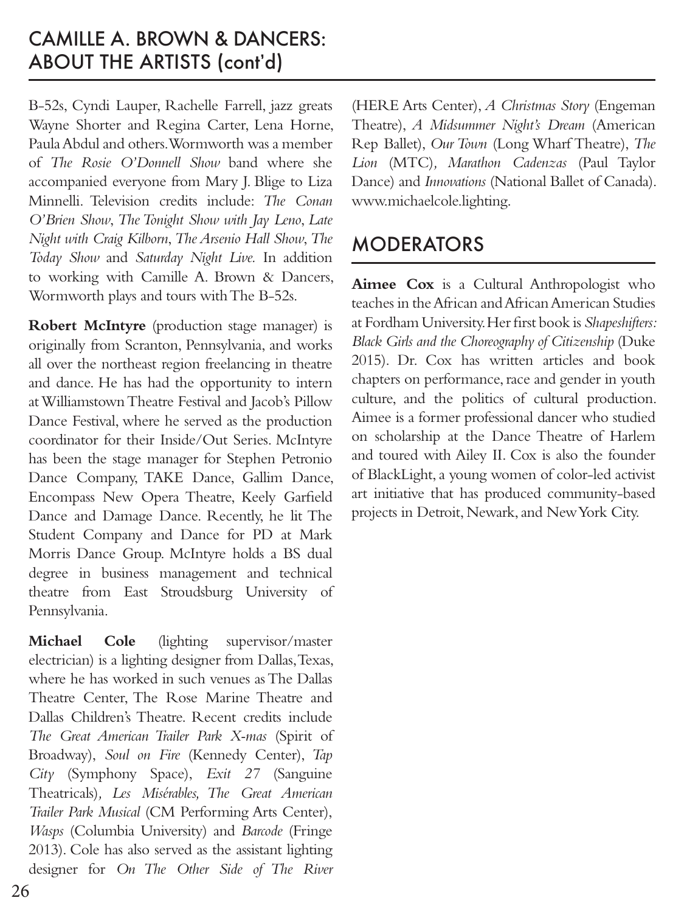## CAMILLE A. BROWN & DANCERS: ABOUT THE ARTISTS (cont'd)

B-52s, Cyndi Lauper, Rachelle Farrell, jazz greats Wayne Shorter and Regina Carter, Lena Horne, Paula Abdul and others. Wormworth was a member of *The Rosie O'Donnell Show* band where she accompanied everyone from Mary J. Blige to Liza Minnelli. Television credits include: *The Conan O'Brien Show*, *The Tonight Show with Jay Leno*, *Late Night with Craig Kilborn*, *The Arsenio Hall Show*, *The Today Show* and *Saturday Night Live*. In addition to working with Camille A. Brown & Dancers, Wormworth plays and tours with The B-52s.

**Robert McIntyre** (production stage manager) is originally from Scranton, Pennsylvania, and works all over the northeast region freelancing in theatre and dance. He has had the opportunity to intern at Williamstown Theatre Festival and Jacob's Pillow Dance Festival, where he served as the production coordinator for their Inside/Out Series. McIntyre has been the stage manager for Stephen Petronio Dance Company, TAKE Dance, Gallim Dance, Encompass New Opera Theatre, Keely Garfield Dance and Damage Dance. Recently, he lit The Student Company and Dance for PD at Mark Morris Dance Group. McIntyre holds a BS dual degree in business management and technical theatre from East Stroudsburg University of Pennsylvania.

**Michael Cole** (lighting supervisor/master electrician) is a lighting designer from Dallas, Texas, where he has worked in such venues as The Dallas Theatre Center, The Rose Marine Theatre and Dallas Children's Theatre. Recent credits include *The Great American Trailer Park X-mas* (Spirit of Broadway), *Soul on Fire* (Kennedy Center), *Tap City* (Symphony Space), *Exit 27* (Sanguine Theatricals), *Les Misérables, The Great American Trailer Park Musical* (CM Performing Arts Center), *Wasps* (Columbia University) and *Barcode* (Fringe 2013). Cole has also served as the assistant lighting designer for *On The Other Side of The River* (HERE Arts Center), *A Christmas Story* (Engeman Theatre), *A Midsummer Night's Dream* (American Rep Ballet), *Our Town* (Long Wharf Theatre), *The Lion* (MTC), *Marathon Cadenzas* (Paul Taylor Dance) and *Innovations* (National Ballet of Canada). www.michaelcole.lighting.

## MODERATORS

**Aimee Cox** is a Cultural Anthropologist who teaches in the African and African American Studies at Fordham University. Her first book is *Shapeshifters: Black Girls and the Choreography of Citizenship* (Duke 2015). Dr. Cox has written articles and book chapters on performance, race and gender in youth culture, and the politics of cultural production. Aimee is a former professional dancer who studied on scholarship at the Dance Theatre of Harlem and toured with Ailey II. Cox is also the founder of BlackLight, a young women of color-led activist art initiative that has produced community-based projects in Detroit, Newark, and New York City.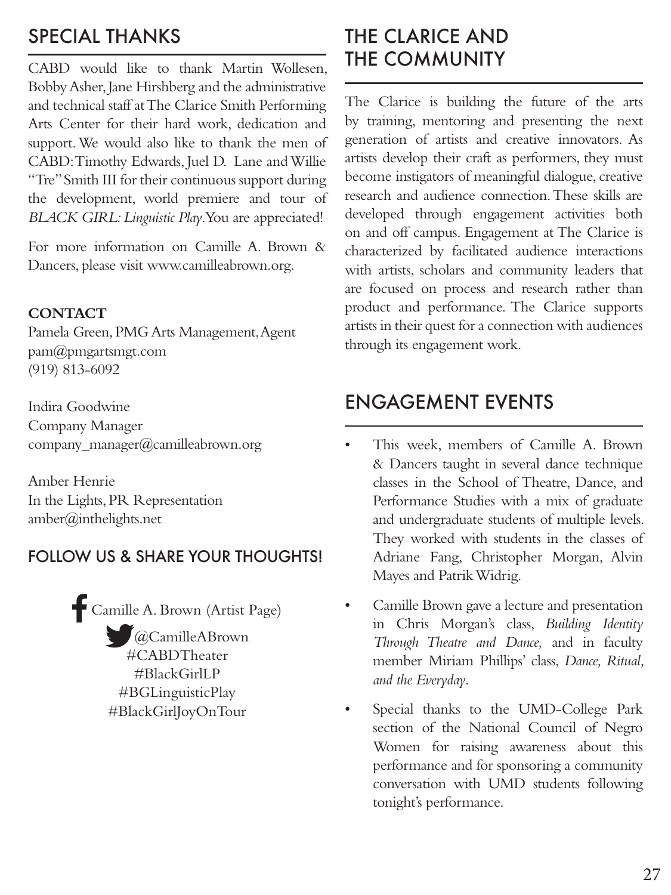## SPECIAL THANKS

CABD would like to thank Martin Wollesen, Bobby Asher, Jane Hirshberg and the administrative and technical staff at The Clarice Smith Performing Arts Center for their hard work, dedication and support. We would also like to thank the men of CABD: Timothy Edwards, Juel D. Lane and Willie "Tre" Smith III for their continuous support during the development, world premiere and tour of *BLACK GIRL: Linguistic Play*. You are appreciated!

For more information on Camille A. Brown & Dancers, please visit www.camilleabrown.org.

**CONTACT**

Pamela Green, PMG Arts Management, Agent
pam@pmgartsmgt.com
(919) 813-6092

Indira Goodwine
Company Manager
company_manager@camilleabrown.org

Amber Henrie
In the Lights, PR Representation
amber@inthelights.net

### FOLLOW US & SHARE YOUR THOUGHTS!

Camille A. Brown (Artist Page)
@CamilleABrown
#CABDTheater
#BlackGirlLP
#BGLinguisticPlay
#BlackGirlJoyOnTour

## THE CLARICE AND THE COMMUNITY

The Clarice is building the future of the arts by training, mentoring and presenting the next generation of artists and creative innovators. As artists develop their craft as performers, they must become instigators of meaningful dialogue, creative research and audience connection. These skills are developed through engagement activities both on and off campus. Engagement at The Clarice is characterized by facilitated audience interactions with artists, scholars and community leaders that are focused on process and research rather than product and performance. The Clarice supports artists in their quest for a connection with audiences through its engagement work.

## ENGAGEMENT EVENTS

- This week, members of Camille A. Brown & Dancers taught in several dance technique classes in the School of Theatre, Dance, and Performance Studies with a mix of graduate and undergraduate students of multiple levels. They worked with students in the classes of Adriane Fang, Christopher Morgan, Alvin Mayes and Patrik Widrig.
- Camille Brown gave a lecture and presentation in Chris Morgan's class, *Building Identity Through Theatre and Dance,* and in faculty member Miriam Phillips' class, *Dance, Ritual, and the Everyday*.
- Special thanks to the UMD-College Park section of the National Council of Negro Women for raising awareness about this performance and for sponsoring a community conversation with UMD students following tonight's performance.